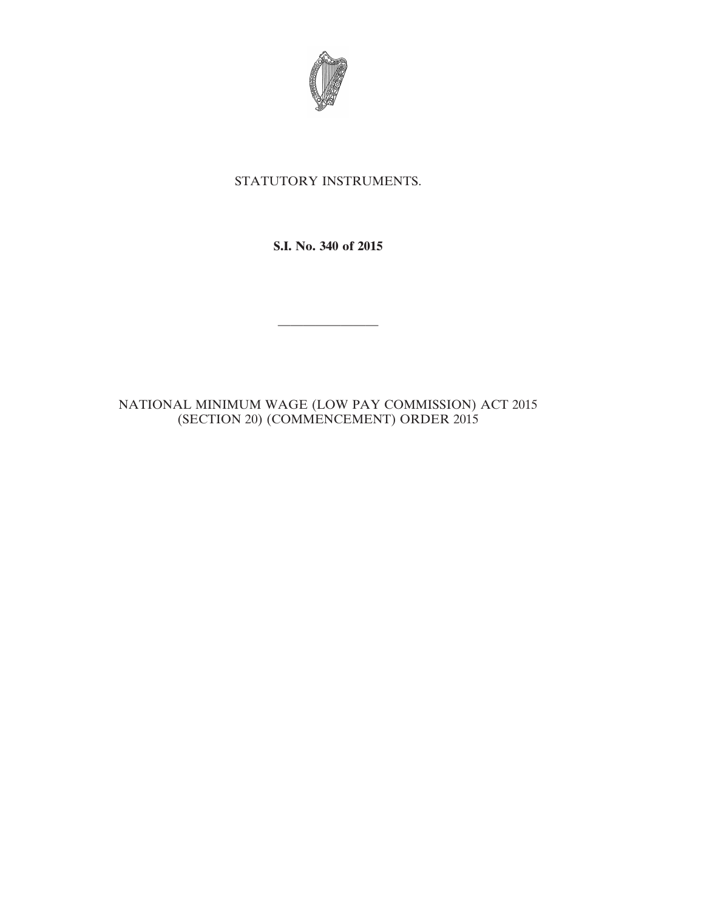STATUTORY INSTRUMENTS.

**S.I. No. 340 of 2015**

---

NATIONAL MINIMUM WAGE (LOW PAY COMMISSION) ACT 2015 (SECTION 20) (COMMENCEMENT) ORDER 2015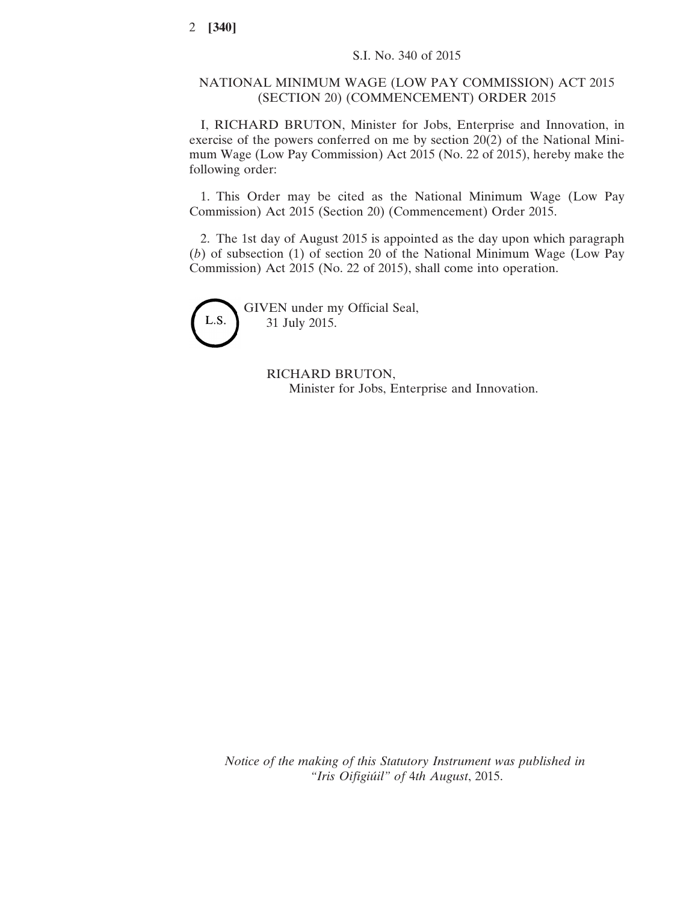S.I. No. 340 of 2015

NATIONAL MINIMUM WAGE (LOW PAY COMMISSION) ACT 2015 (SECTION 20) (COMMENCEMENT) ORDER 2015

I, RICHARD BRUTON, Minister for Jobs, Enterprise and Innovation, in exercise of the powers conferred on me by section 20(2) of the National Minimum Wage (Low Pay Commission) Act 2015 (No. 22 of 2015), hereby make the following order:

1. This Order may be cited as the National Minimum Wage (Low Pay Commission) Act 2015 (Section 20) (Commencement) Order 2015.

2. The 1st day of August 2015 is appointed as the day upon which paragraph (*b*) of subsection (1) of section 20 of the National Minimum Wage (Low Pay Commission) Act 2015 (No. 22 of 2015), shall come into operation.

L.S.

GIVEN under my Official Seal,
31 July 2015.

RICHARD BRUTON,
Minister for Jobs, Enterprise and Innovation.

*Notice of the making of this Statutory Instrument was published in "Iris Oifigiúil" of* 4*th August*, 2015.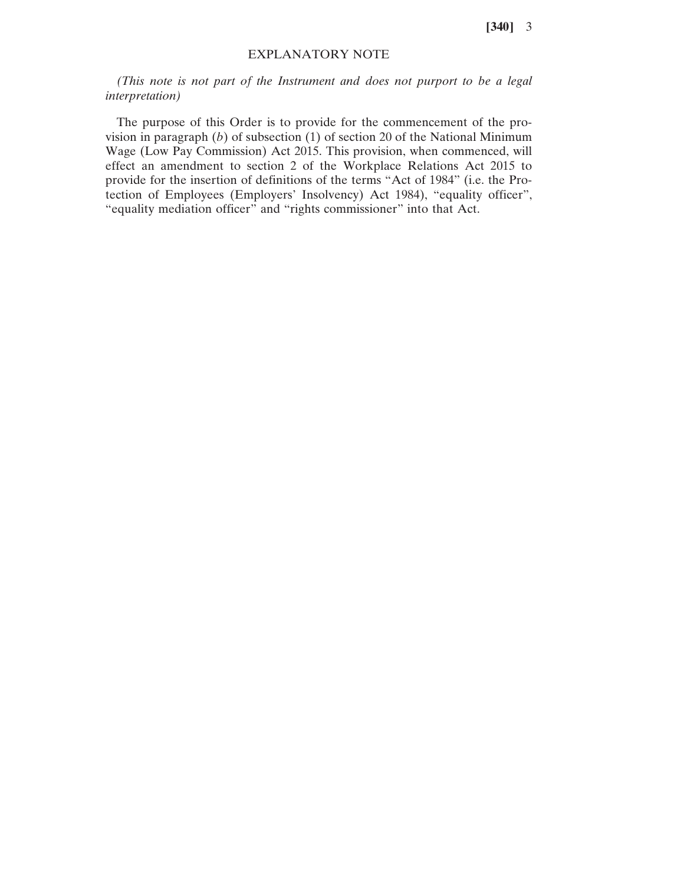## EXPLANATORY NOTE

*(This note is not part of the Instrument and does not purport to be a legal interpretation)*

The purpose of this Order is to provide for the commencement of the provision in paragraph (*b*) of subsection (1) of section 20 of the National Minimum Wage (Low Pay Commission) Act 2015. This provision, when commenced, will effect an amendment to section 2 of the Workplace Relations Act 2015 to provide for the insertion of definitions of the terms "Act of 1984" (i.e. the Protection of Employees (Employers' Insolvency) Act 1984), "equality officer", "equality mediation officer" and "rights commissioner" into that Act.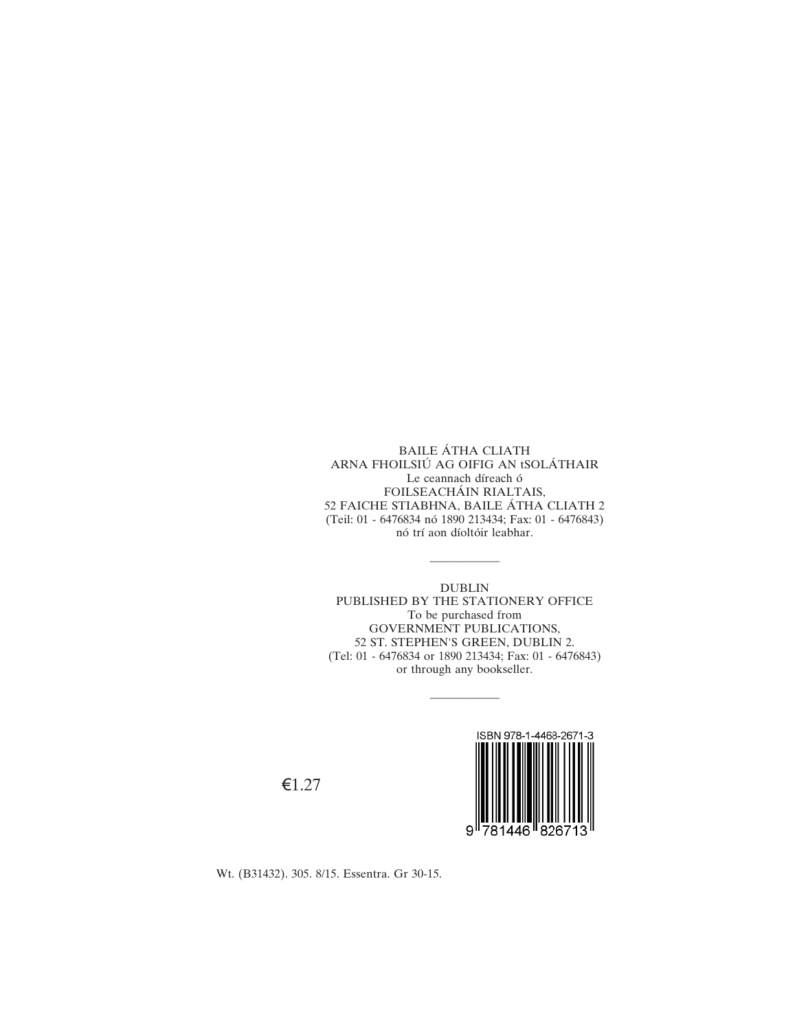BAILE ÁTHA CLIATH
ARNA FHOILSIÚ AG OIFIG AN tSOLÁTHAIR
Le ceannach díreach ó
FOILSEACHÁIN RIALTAIS,
52 FAICHE STIABHNA, BAILE ÁTHA CLIATH 2
(Teil: 01 - 6476834 nó 1890 213434; Fax: 01 - 6476843)
nó trí aon díoltóir leabhar.

---

DUBLIN
PUBLISHED BY THE STATIONERY OFFICE
To be purchased from
GOVERNMENT PUBLICATIONS,
52 ST. STEPHEN'S GREEN, DUBLIN 2.
(Tel: 01 - 6476834 or 1890 213434; Fax: 01 - 6476843)
or through any bookseller.

---

€1.27

ISBN 978-1-4468-2671-3

9 781446 826713

Wt. (B31432). 305. 8/15. Essentra. Gr 30-15.